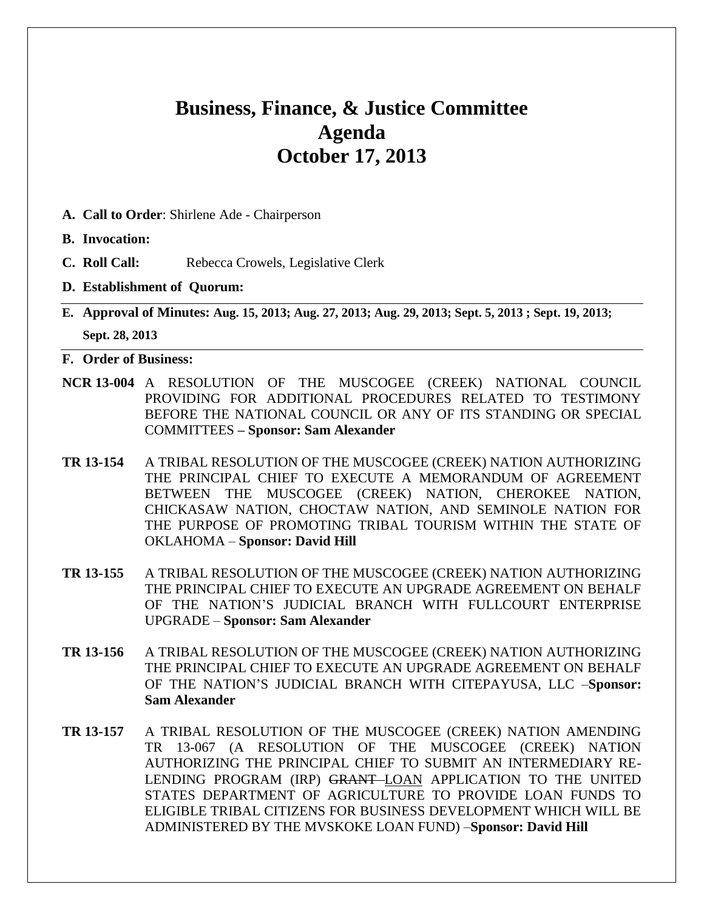# Business, Finance, & Justice Committee Agenda October 17, 2013

**A. Call to Order**: Shirlene Ade - Chairperson

**B. Invocation:**

**C. Roll Call:** Rebecca Crowels, Legislative Clerk

**D. Establishment of Quorum:**

**E. Approval of Minutes: Aug. 15, 2013; Aug. 27, 2013; Aug. 29, 2013; Sept. 5, 2013 ; Sept. 19, 2013; Sept. 28, 2013**

**F. Order of Business:**

**NCR 13-004** A RESOLUTION OF THE MUSCOGEE (CREEK) NATIONAL COUNCIL PROVIDING FOR ADDITIONAL PROCEDURES RELATED TO TESTIMONY BEFORE THE NATIONAL COUNCIL OR ANY OF ITS STANDING OR SPECIAL COMMITTEES **– Sponsor: Sam Alexander**

**TR 13-154** A TRIBAL RESOLUTION OF THE MUSCOGEE (CREEK) NATION AUTHORIZING THE PRINCIPAL CHIEF TO EXECUTE A MEMORANDUM OF AGREEMENT BETWEEN THE MUSCOGEE (CREEK) NATION, CHEROKEE NATION, CHICKASAW NATION, CHOCTAW NATION, AND SEMINOLE NATION FOR THE PURPOSE OF PROMOTING TRIBAL TOURISM WITHIN THE STATE OF OKLAHOMA – **Sponsor: David Hill**

**TR 13-155** A TRIBAL RESOLUTION OF THE MUSCOGEE (CREEK) NATION AUTHORIZING THE PRINCIPAL CHIEF TO EXECUTE AN UPGRADE AGREEMENT ON BEHALF OF THE NATION'S JUDICIAL BRANCH WITH FULLCOURT ENTERPRISE UPGRADE – **Sponsor: Sam Alexander**

**TR 13-156** A TRIBAL RESOLUTION OF THE MUSCOGEE (CREEK) NATION AUTHORIZING THE PRINCIPAL CHIEF TO EXECUTE AN UPGRADE AGREEMENT ON BEHALF OF THE NATION'S JUDICIAL BRANCH WITH CITEPAYUSA, LLC –**Sponsor: Sam Alexander**

**TR 13-157** A TRIBAL RESOLUTION OF THE MUSCOGEE (CREEK) NATION AMENDING TR 13-067 (A RESOLUTION OF THE MUSCOGEE (CREEK) NATION AUTHORIZING THE PRINCIPAL CHIEF TO SUBMIT AN INTERMEDIARY RE-LENDING PROGRAM (IRP) ~~GRANT~~ <u>LOAN</u> APPLICATION TO THE UNITED STATES DEPARTMENT OF AGRICULTURE TO PROVIDE LOAN FUNDS TO ELIGIBLE TRIBAL CITIZENS FOR BUSINESS DEVELOPMENT WHICH WILL BE ADMINISTERED BY THE MVSKOKE LOAN FUND) –**Sponsor: David Hill**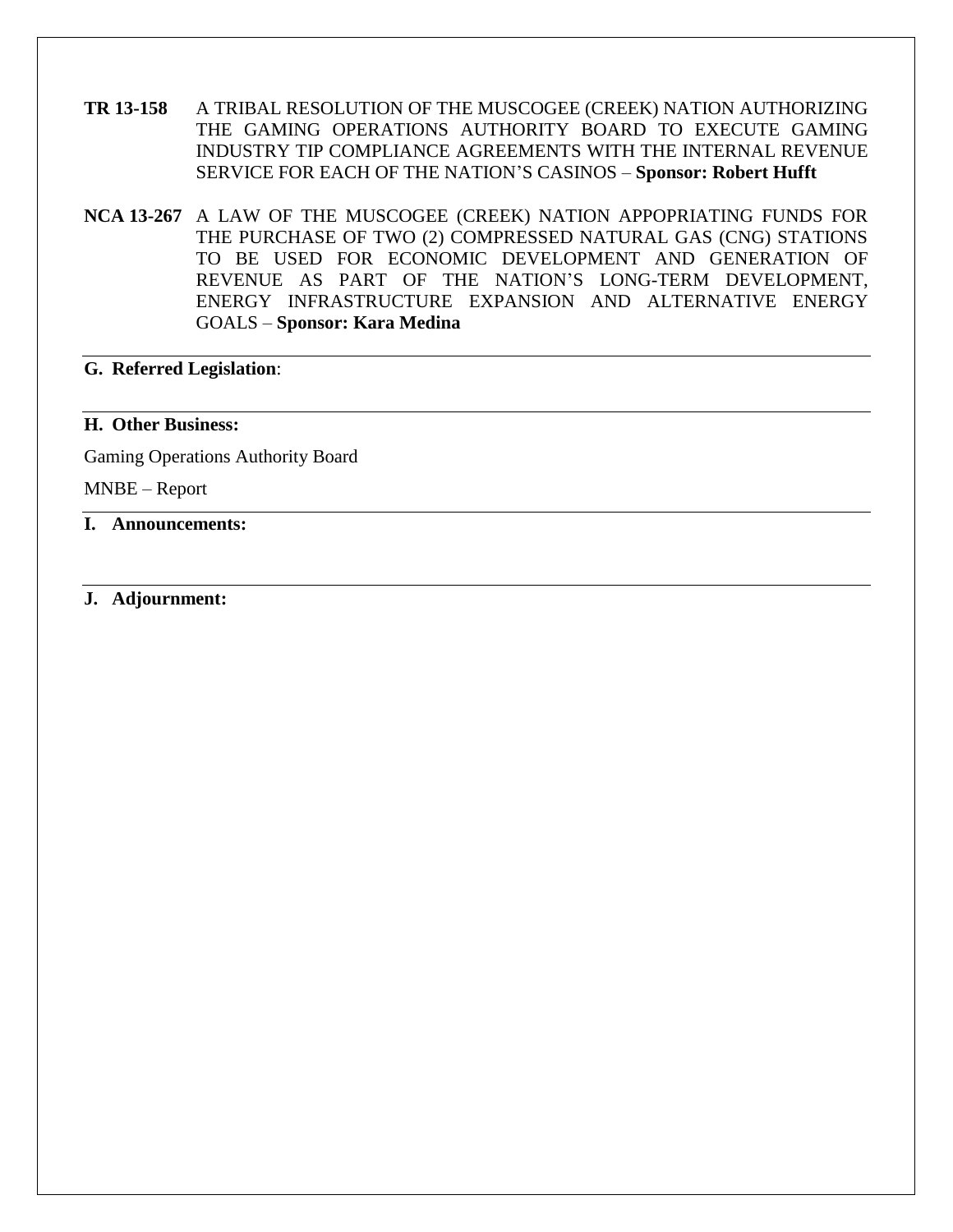**TR 13-158** A TRIBAL RESOLUTION OF THE MUSCOGEE (CREEK) NATION AUTHORIZING THE GAMING OPERATIONS AUTHORITY BOARD TO EXECUTE GAMING INDUSTRY TIP COMPLIANCE AGREEMENTS WITH THE INTERNAL REVENUE SERVICE FOR EACH OF THE NATION'S CASINOS – **Sponsor: Robert Hufft**

**NCA 13-267** A LAW OF THE MUSCOGEE (CREEK) NATION APPOPRIATING FUNDS FOR THE PURCHASE OF TWO (2) COMPRESSED NATURAL GAS (CNG) STATIONS TO BE USED FOR ECONOMIC DEVELOPMENT AND GENERATION OF REVENUE AS PART OF THE NATION'S LONG-TERM DEVELOPMENT, ENERGY INFRASTRUCTURE EXPANSION AND ALTERNATIVE ENERGY GOALS – **Sponsor: Kara Medina**

**G. Referred Legislation**:

**H. Other Business:**

Gaming Operations Authority Board

MNBE – Report

**I. Announcements:**

**J. Adjournment:**